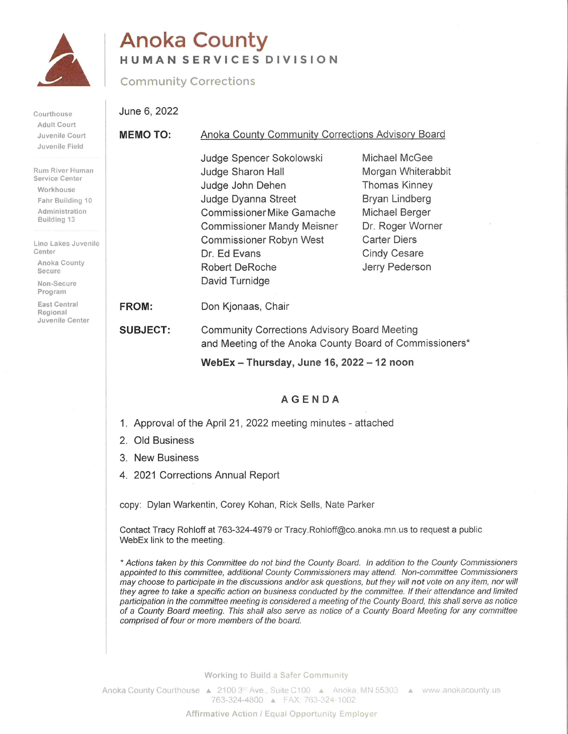# Anoka County

## HUMAN SERVICES DIVISION

### Community Corrections

Courthouse
- Adult Court
- Juvenile Court
- Juvenile Field

Rum River Human Service Center
- Workhouse
- Fahr Building 10
- Administration Building 13

Lino Lakes Juvenile Center
- Anoka County Secure
- Non-Secure Program
- East Central Regional Juvenile Center

June 6, 2022

**MEMO TO:** Anoka County Community Corrections Advisory Board

| | |
|---|---|
| Judge Spencer Sokolowski | Michael McGee |
| Judge Sharon Hall | Morgan Whiterabbit |
| Judge John Dehen | Thomas Kinney |
| Judge Dyanna Street | Bryan Lindberg |
| Commissioner Mike Gamache | Michael Berger |
| Commissioner Mandy Meisner | Dr. Roger Worner |
| Commissioner Robyn West | Carter Diers |
| Dr. Ed Evans | Cindy Cesare |
| Robert DeRoche | Jerry Pederson |
| David Turnidge | |

**FROM:** Don Kjonaas, Chair

**SUBJECT:** Community Corrections Advisory Board Meeting and Meeting of the Anoka County Board of Commissioners*

**WebEx – Thursday, June 16, 2022 – 12 noon**

## AGENDA

1. Approval of the April 21, 2022 meeting minutes - attached
2. Old Business
3. New Business
4. 2021 Corrections Annual Report

copy: Dylan Warkentin, Corey Kohan, Rick Sells, Nate Parker

Contact Tracy Rohloff at 763-324-4979 or Tracy.Rohloff@co.anoka.mn.us to request a public WebEx link to the meeting.

*\* Actions taken by this Committee do not bind the County Board. In addition to the County Commissioners appointed to this committee, additional County Commissioners may attend. Non-committee Commissioners may choose to participate in the discussions and/or ask questions, but they will **not** vote on any item, nor will they agree to take a specific action on business conducted by the committee. If their attendance and limited participation in the committee meeting is considered a meeting of the County Board, this shall serve as notice of a County Board meeting. This shall also serve as notice of a County Board Meeting for any committee comprised of four or more members of the board.*

Working to Build a Safer Community

Anoka County Courthouse ▲ 2100 3rd Ave., Suite C100 ▲ Anoka, MN 55303 ▲ www.anokacounty.us
763-324-4800 ▲ FAX: 763-324-1002

Affirmative Action / Equal Opportunity Employer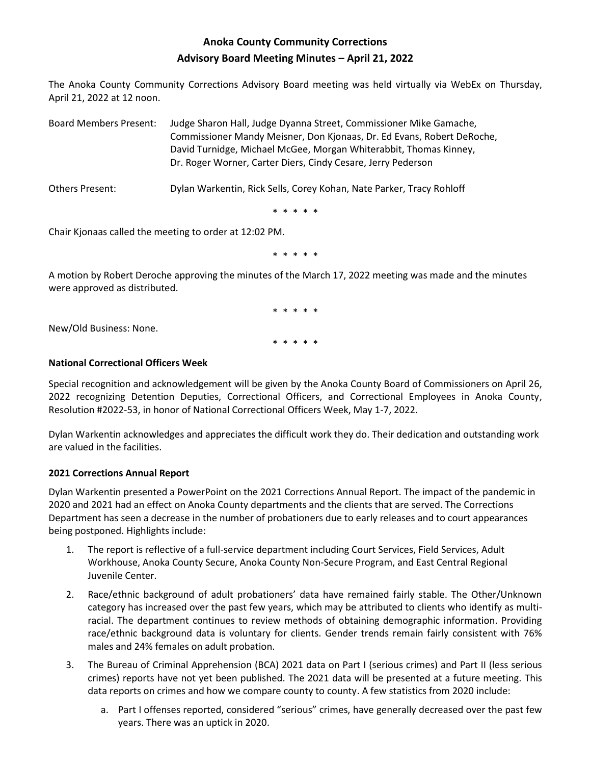# Anoka County Community Corrections
## Advisory Board Meeting Minutes – April 21, 2022

The Anoka County Community Corrections Advisory Board meeting was held virtually via WebEx on Thursday, April 21, 2022 at 12 noon.

Board Members Present: Judge Sharon Hall, Judge Dyanna Street, Commissioner Mike Gamache, Commissioner Mandy Meisner, Don Kjonaas, Dr. Ed Evans, Robert DeRoche, David Turnidge, Michael McGee, Morgan Whiterabbit, Thomas Kinney, Dr. Roger Worner, Carter Diers, Cindy Cesare, Jerry Pederson

Others Present: Dylan Warkentin, Rick Sells, Corey Kohan, Nate Parker, Tracy Rohloff

\* \* \* \* \*

Chair Kjonaas called the meeting to order at 12:02 PM.

\* \* \* \* \*

A motion by Robert Deroche approving the minutes of the March 17, 2022 meeting was made and the minutes were approved as distributed.

\* \* \* \* \*

New/Old Business: None.

\* \* \* \* \*

**National Correctional Officers Week**

Special recognition and acknowledgement will be given by the Anoka County Board of Commissioners on April 26, 2022 recognizing Detention Deputies, Correctional Officers, and Correctional Employees in Anoka County, Resolution #2022-53, in honor of National Correctional Officers Week, May 1-7, 2022.

Dylan Warkentin acknowledges and appreciates the difficult work they do. Their dedication and outstanding work are valued in the facilities.

**2021 Corrections Annual Report**

Dylan Warkentin presented a PowerPoint on the 2021 Corrections Annual Report. The impact of the pandemic in 2020 and 2021 had an effect on Anoka County departments and the clients that are served. The Corrections Department has seen a decrease in the number of probationers due to early releases and to court appearances being postponed. Highlights include:

1. The report is reflective of a full-service department including Court Services, Field Services, Adult Workhouse, Anoka County Secure, Anoka County Non-Secure Program, and East Central Regional Juvenile Center.
2. Race/ethnic background of adult probationers' data have remained fairly stable. The Other/Unknown category has increased over the past few years, which may be attributed to clients who identify as multi-racial. The department continues to review methods of obtaining demographic information. Providing race/ethnic background data is voluntary for clients. Gender trends remain fairly consistent with 76% males and 24% females on adult probation.
3. The Bureau of Criminal Apprehension (BCA) 2021 data on Part I (serious crimes) and Part II (less serious crimes) reports have not yet been published. The 2021 data will be presented at a future meeting. This data reports on crimes and how we compare county to county. A few statistics from 2020 include:
   a. Part I offenses reported, considered "serious" crimes, have generally decreased over the past few years. There was an uptick in 2020.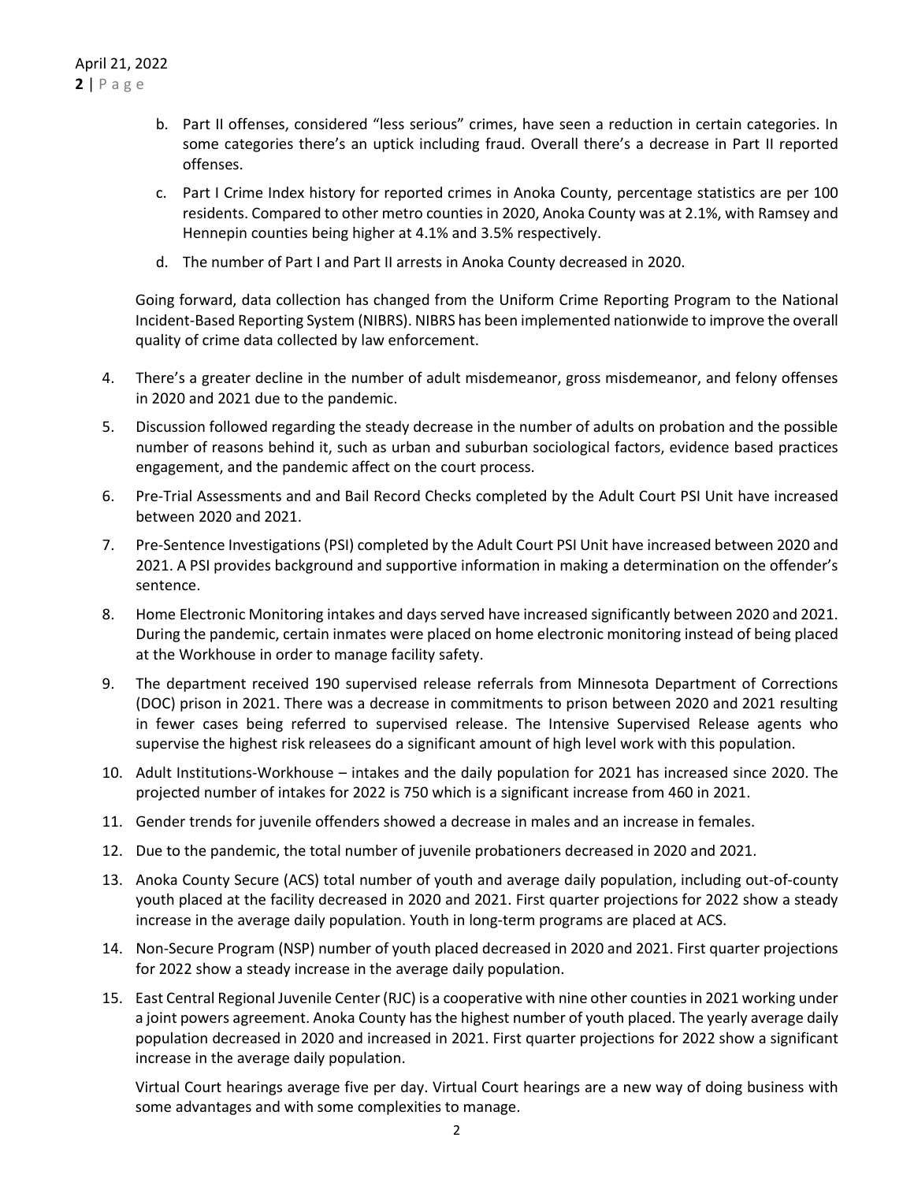b. Part II offenses, considered "less serious" crimes, have seen a reduction in certain categories. In some categories there's an uptick including fraud. Overall there's a decrease in Part II reported offenses.

c. Part I Crime Index history for reported crimes in Anoka County, percentage statistics are per 100 residents. Compared to other metro counties in 2020, Anoka County was at 2.1%, with Ramsey and Hennepin counties being higher at 4.1% and 3.5% respectively.

d. The number of Part I and Part II arrests in Anoka County decreased in 2020.

Going forward, data collection has changed from the Uniform Crime Reporting Program to the National Incident-Based Reporting System (NIBRS). NIBRS has been implemented nationwide to improve the overall quality of crime data collected by law enforcement.

4. There's a greater decline in the number of adult misdemeanor, gross misdemeanor, and felony offenses in 2020 and 2021 due to the pandemic.

5. Discussion followed regarding the steady decrease in the number of adults on probation and the possible number of reasons behind it, such as urban and suburban sociological factors, evidence based practices engagement, and the pandemic affect on the court process.

6. Pre-Trial Assessments and and Bail Record Checks completed by the Adult Court PSI Unit have increased between 2020 and 2021.

7. Pre-Sentence Investigations (PSI) completed by the Adult Court PSI Unit have increased between 2020 and 2021. A PSI provides background and supportive information in making a determination on the offender's sentence.

8. Home Electronic Monitoring intakes and days served have increased significantly between 2020 and 2021. During the pandemic, certain inmates were placed on home electronic monitoring instead of being placed at the Workhouse in order to manage facility safety.

9. The department received 190 supervised release referrals from Minnesota Department of Corrections (DOC) prison in 2021. There was a decrease in commitments to prison between 2020 and 2021 resulting in fewer cases being referred to supervised release. The Intensive Supervised Release agents who supervise the highest risk releasees do a significant amount of high level work with this population.

10. Adult Institutions-Workhouse – intakes and the daily population for 2021 has increased since 2020. The projected number of intakes for 2022 is 750 which is a significant increase from 460 in 2021.

11. Gender trends for juvenile offenders showed a decrease in males and an increase in females.

12. Due to the pandemic, the total number of juvenile probationers decreased in 2020 and 2021.

13. Anoka County Secure (ACS) total number of youth and average daily population, including out-of-county youth placed at the facility decreased in 2020 and 2021. First quarter projections for 2022 show a steady increase in the average daily population. Youth in long-term programs are placed at ACS.

14. Non-Secure Program (NSP) number of youth placed decreased in 2020 and 2021. First quarter projections for 2022 show a steady increase in the average daily population.

15. East Central Regional Juvenile Center (RJC) is a cooperative with nine other counties in 2021 working under a joint powers agreement. Anoka County has the highest number of youth placed. The yearly average daily population decreased in 2020 and increased in 2021. First quarter projections for 2022 show a significant increase in the average daily population.

Virtual Court hearings average five per day. Virtual Court hearings are a new way of doing business with some advantages and with some complexities to manage.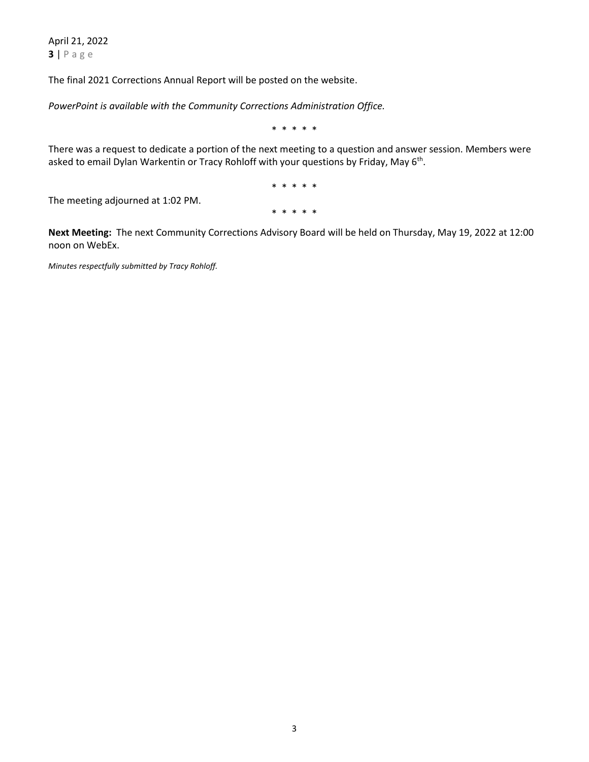The final 2021 Corrections Annual Report will be posted on the website.

*PowerPoint is available with the Community Corrections Administration Office.*

\* \* \* \* \*

There was a request to dedicate a portion of the next meeting to a question and answer session. Members were asked to email Dylan Warkentin or Tracy Rohloff with your questions by Friday, May 6th.

\* \* \* \* \*

The meeting adjourned at 1:02 PM.

\* \* \* \* \*

**Next Meeting:** The next Community Corrections Advisory Board will be held on Thursday, May 19, 2022 at 12:00 noon on WebEx.

*Minutes respectfully submitted by Tracy Rohloff.*